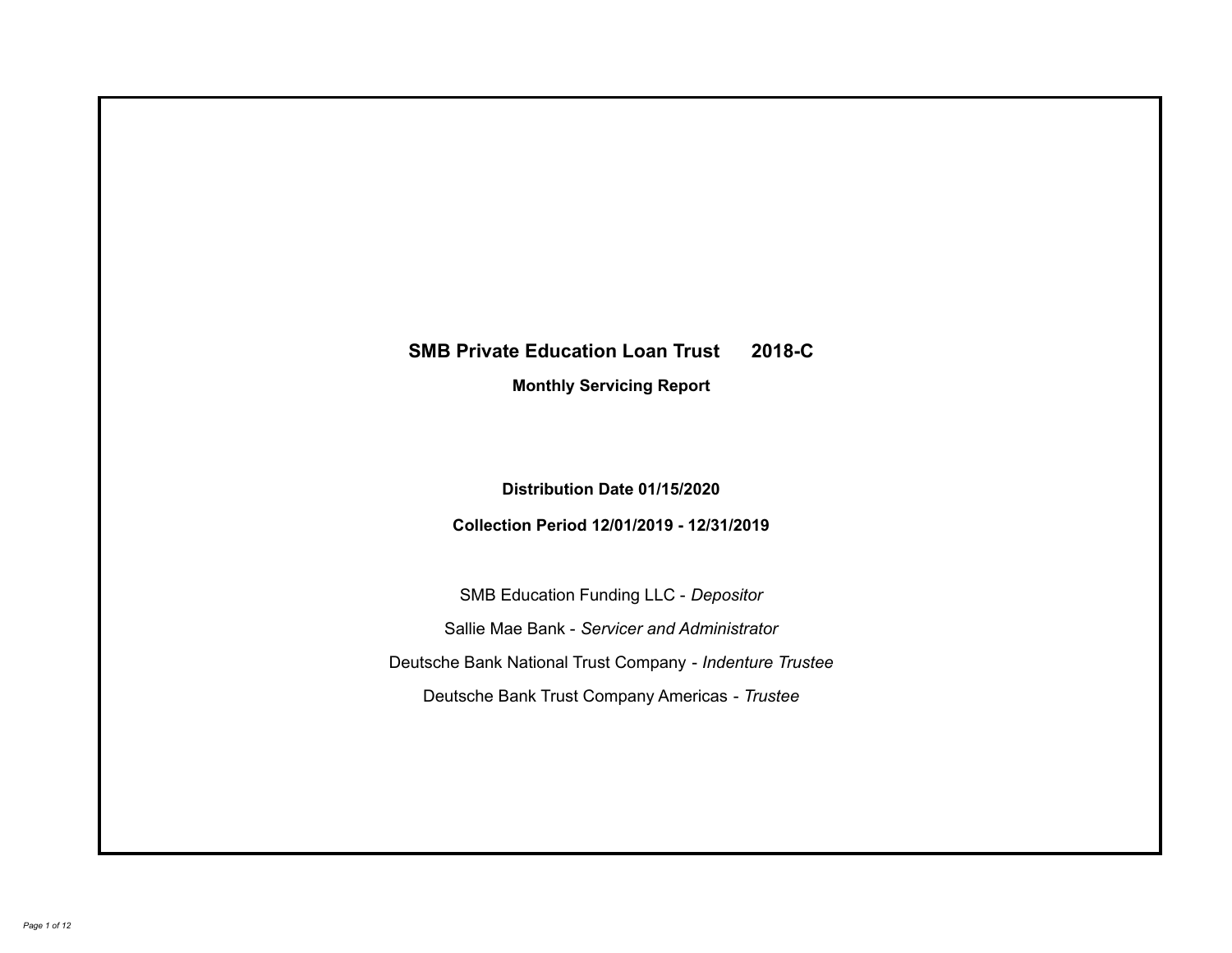# SMB Private Education Loan Trust 2018-C

**Monthly Servicing Report**

**Distribution Date 01/15/2020**

**Collection Period 12/01/2019 - 12/31/2019**

SMB Education Funding LLC - *Depositor*

Sallie Mae Bank - *Servicer and Administrator*

Deutsche Bank National Trust Company - *Indenture Trustee*

Deutsche Bank Trust Company Americas - *Trustee*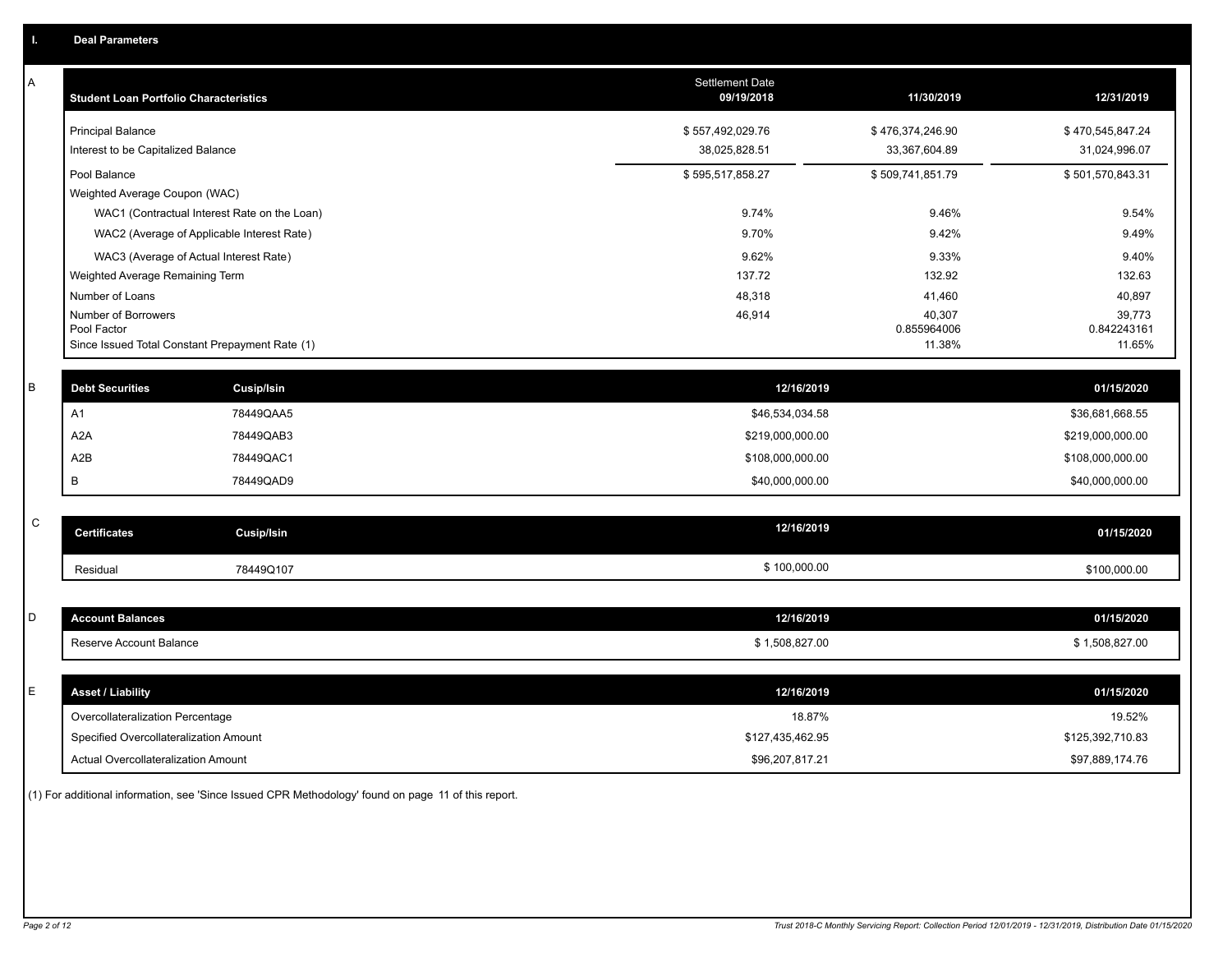## I. Deal Parameters

### A

| Student Loan Portfolio Characteristics | Settlement Date 09/19/2018 | 11/30/2019 | 12/31/2019 |
|---|---|---|---|
| Principal Balance | $ 557,492,029.76 | $ 476,374,246.90 | $ 470,545,847.24 |
| Interest to be Capitalized Balance | 38,025,828.51 | 33,367,604.89 | 31,024,996.07 |
| Pool Balance | $ 595,517,858.27 | $ 509,741,851.79 | $ 501,570,843.31 |
| Weighted Average Coupon (WAC) | | | |
| WAC1 (Contractual Interest Rate on the Loan) | 9.74% | 9.46% | 9.54% |
| WAC2 (Average of Applicable Interest Rate) | 9.70% | 9.42% | 9.49% |
| WAC3 (Average of Actual Interest Rate) | 9.62% | 9.33% | 9.40% |
| Weighted Average Remaining Term | 137.72 | 132.92 | 132.63 |
| Number of Loans | 48,318 | 41,460 | 40,897 |
| Number of Borrowers | 46,914 | 40,307 | 39,773 |
| Pool Factor | | 0.855964006 | 0.842243161 |
| Since Issued Total Constant Prepayment Rate (1) | | 11.38% | 11.65% |

### B

| Debt Securities | Cusip/Isin | 12/16/2019 | 01/15/2020 |
|---|---|---|---|
| A1 | 78449QAA5 | $46,534,034.58 | $36,681,668.55 |
| A2A | 78449QAB3 | $219,000,000.00 | $219,000,000.00 |
| A2B | 78449QAC1 | $108,000,000.00 | $108,000,000.00 |
| B | 78449QAD9 | $40,000,000.00 | $40,000,000.00 |

### C

| Certificates | Cusip/Isin | 12/16/2019 | 01/15/2020 |
|---|---|---|---|
| Residual | 78449Q107 | $ 100,000.00 | $100,000.00 |

### D

| Account Balances | 12/16/2019 | 01/15/2020 |
|---|---|---|
| Reserve Account Balance | $ 1,508,827.00 | $ 1,508,827.00 |

### E

| Asset / Liability | 12/16/2019 | 01/15/2020 |
|---|---|---|
| Overcollateralization Percentage | 18.87% | 19.52% |
| Specified Overcollateralization Amount | $127,435,462.95 | $125,392,710.83 |
| Actual Overcollateralization Amount | $96,207,817.21 | $97,889,174.76 |

(1) For additional information, see 'Since Issued CPR Methodology' found on page 11 of this report.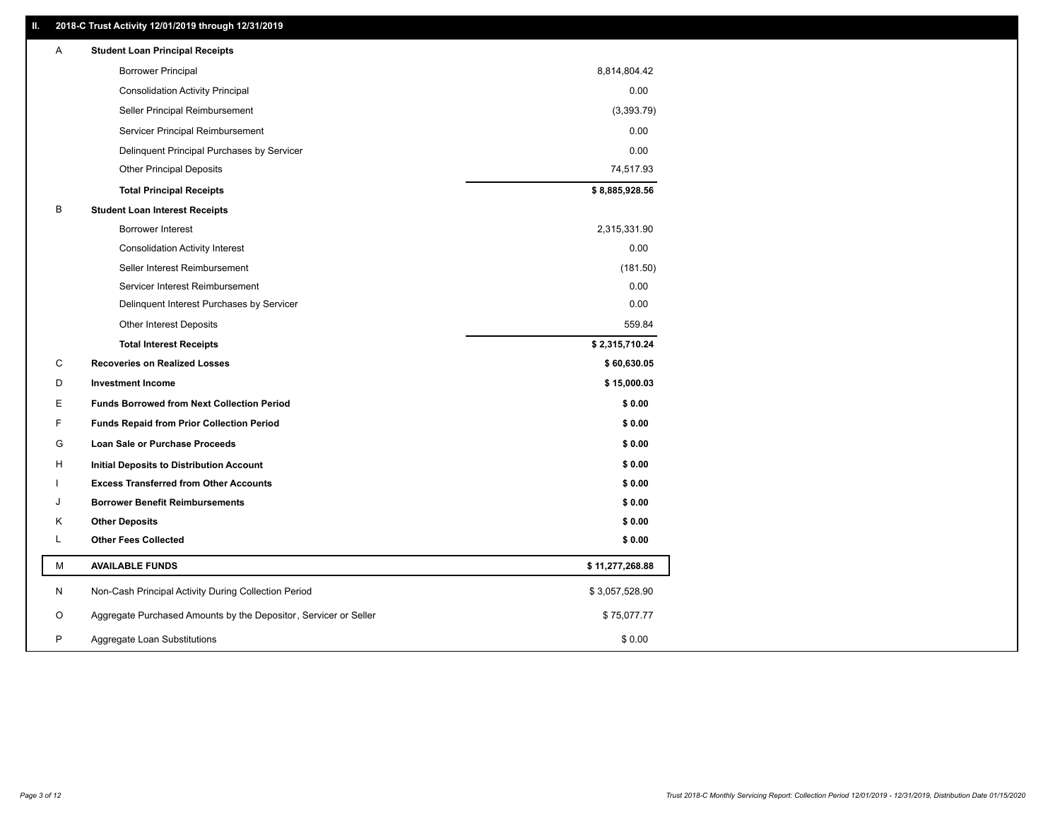## II. 2018-C Trust Activity 12/01/2019 through 12/31/2019

| | | |
|---|---|---|
| A | **Student Loan Principal Receipts** | |
| | Borrower Principal | 8,814,804.42 |
| | Consolidation Activity Principal | 0.00 |
| | Seller Principal Reimbursement | (3,393.79) |
| | Servicer Principal Reimbursement | 0.00 |
| | Delinquent Principal Purchases by Servicer | 0.00 |
| | Other Principal Deposits | 74,517.93 |
| | **Total Principal Receipts** | **$ 8,885,928.56** |
| B | **Student Loan Interest Receipts** | |
| | Borrower Interest | 2,315,331.90 |
| | Consolidation Activity Interest | 0.00 |
| | Seller Interest Reimbursement | (181.50) |
| | Servicer Interest Reimbursement | 0.00 |
| | Delinquent Interest Purchases by Servicer | 0.00 |
| | Other Interest Deposits | 559.84 |
| | **Total Interest Receipts** | **$ 2,315,710.24** |
| C | **Recoveries on Realized Losses** | **$ 60,630.05** |
| D | **Investment Income** | **$ 15,000.03** |
| E | **Funds Borrowed from Next Collection Period** | **$ 0.00** |
| F | **Funds Repaid from Prior Collection Period** | **$ 0.00** |
| G | **Loan Sale or Purchase Proceeds** | **$ 0.00** |
| H | **Initial Deposits to Distribution Account** | **$ 0.00** |
| I | **Excess Transferred from Other Accounts** | **$ 0.00** |
| J | **Borrower Benefit Reimbursements** | **$ 0.00** |
| K | **Other Deposits** | **$ 0.00** |
| L | **Other Fees Collected** | **$ 0.00** |
| M | **AVAILABLE FUNDS** | **$ 11,277,268.88** |
| N | Non-Cash Principal Activity During Collection Period | $ 3,057,528.90 |
| O | Aggregate Purchased Amounts by the Depositor, Servicer or Seller | $ 75,077.77 |
| P | Aggregate Loan Substitutions | $ 0.00 |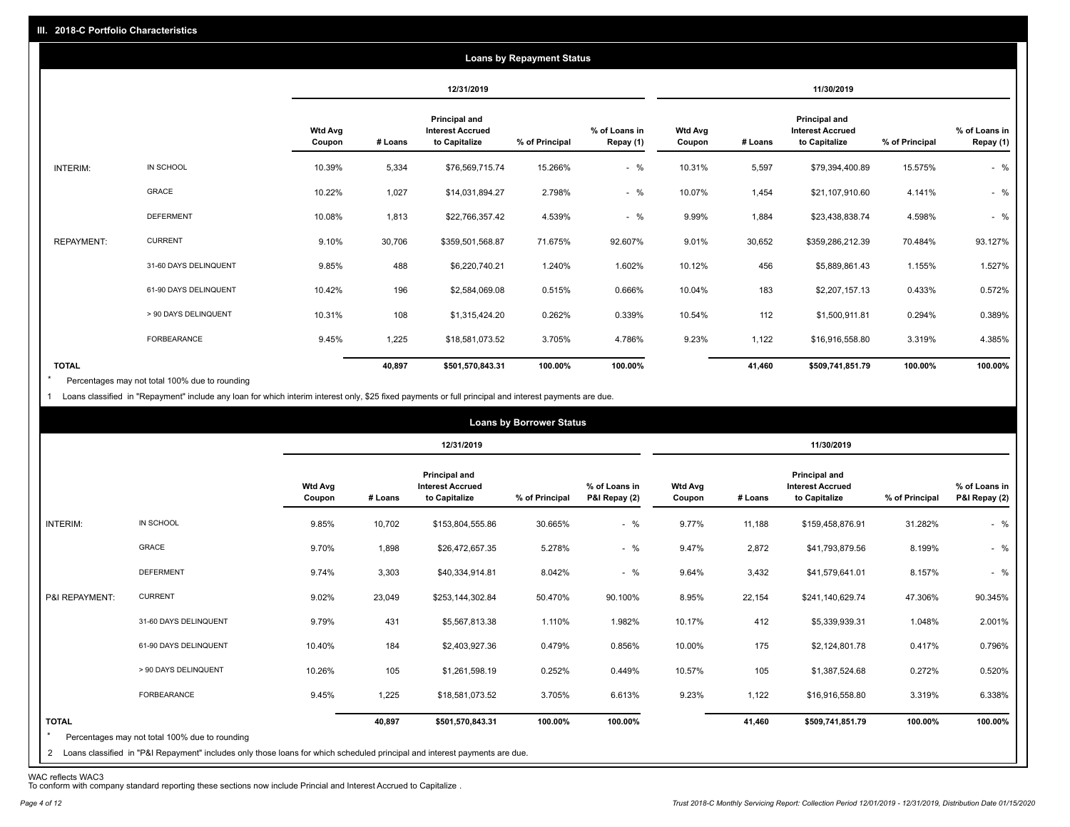## III. 2018-C Portfolio Characteristics

### Loans by Repayment Status

| | | 12/31/2019 | | | | | 11/30/2019 | | | | |
|---|---|---|---|---|---|---|---|---|---|---|---|
| | | Wtd Avg Coupon | # Loans | Principal and Interest Accrued to Capitalize | % of Principal | % of Loans in Repay (1) | Wtd Avg Coupon | # Loans | Principal and Interest Accrued to Capitalize | % of Principal | % of Loans in Repay (1) |
| INTERIM: | IN SCHOOL | 10.39% | 5,334 | $76,569,715.74 | 15.266% | - % | 10.31% | 5,597 | $79,394,400.89 | 15.575% | - % |
| | GRACE | 10.22% | 1,027 | $14,031,894.27 | 2.798% | - % | 10.07% | 1,454 | $21,107,910.60 | 4.141% | - % |
| | DEFERMENT | 10.08% | 1,813 | $22,766,357.42 | 4.539% | - % | 9.99% | 1,884 | $23,438,838.74 | 4.598% | - % |
| REPAYMENT: | CURRENT | 9.10% | 30,706 | $359,501,568.87 | 71.675% | 92.607% | 9.01% | 30,652 | $359,286,212.39 | 70.484% | 93.127% |
| | 31-60 DAYS DELINQUENT | 9.85% | 488 | $6,220,740.21 | 1.240% | 1.602% | 10.12% | 456 | $5,889,861.43 | 1.155% | 1.527% |
| | 61-90 DAYS DELINQUENT | 10.42% | 196 | $2,584,069.08 | 0.515% | 0.666% | 10.04% | 183 | $2,207,157.13 | 0.433% | 0.572% |
| | > 90 DAYS DELINQUENT | 10.31% | 108 | $1,315,424.20 | 0.262% | 0.339% | 10.54% | 112 | $1,500,911.81 | 0.294% | 0.389% |
| | FORBEARANCE | 9.45% | 1,225 | $18,581,073.52 | 3.705% | 4.786% | 9.23% | 1,122 | $16,916,558.80 | 3.319% | 4.385% |
| TOTAL | | | 40,897 | $501,570,843.31 | 100.00% | 100.00% | | 41,460 | $509,741,851.79 | 100.00% | 100.00% |

\* Percentages may not total 100% due to rounding

1 Loans classified in "Repayment" include any loan for which interim interest only, $25 fixed payments or full principal and interest payments are due.

### Loans by Borrower Status

| | | 12/31/2019 | | | | | 11/30/2019 | | | | |
|---|---|---|---|---|---|---|---|---|---|---|---|
| | | Wtd Avg Coupon | # Loans | Principal and Interest Accrued to Capitalize | % of Principal | % of Loans in P&I Repay (2) | Wtd Avg Coupon | # Loans | Principal and Interest Accrued to Capitalize | % of Principal | % of Loans in P&I Repay (2) |
| INTERIM: | IN SCHOOL | 9.85% | 10,702 | $153,804,555.86 | 30.665% | - % | 9.77% | 11,188 | $159,458,876.91 | 31.282% | - % |
| | GRACE | 9.70% | 1,898 | $26,472,657.35 | 5.278% | - % | 9.47% | 2,872 | $41,793,879.56 | 8.199% | - % |
| | DEFERMENT | 9.74% | 3,303 | $40,334,914.81 | 8.042% | - % | 9.64% | 3,432 | $41,579,641.01 | 8.157% | - % |
| P&I REPAYMENT: | CURRENT | 9.02% | 23,049 | $253,144,302.84 | 50.470% | 90.100% | 8.95% | 22,154 | $241,140,629.74 | 47.306% | 90.345% |
| | 31-60 DAYS DELINQUENT | 9.79% | 431 | $5,567,813.38 | 1.110% | 1.982% | 10.17% | 412 | $5,339,939.31 | 1.048% | 2.001% |
| | 61-90 DAYS DELINQUENT | 10.40% | 184 | $2,403,927.36 | 0.479% | 0.856% | 10.00% | 175 | $2,124,801.78 | 0.417% | 0.796% |
| | > 90 DAYS DELINQUENT | 10.26% | 105 | $1,261,598.19 | 0.252% | 0.449% | 10.57% | 105 | $1,387,524.68 | 0.272% | 0.520% |
| | FORBEARANCE | 9.45% | 1,225 | $18,581,073.52 | 3.705% | 6.613% | 9.23% | 1,122 | $16,916,558.80 | 3.319% | 6.338% |
| TOTAL | | | 40,897 | $501,570,843.31 | 100.00% | 100.00% | | 41,460 | $509,741,851.79 | 100.00% | 100.00% |

\* Percentages may not total 100% due to rounding

2 Loans classified in "P&I Repayment" includes only those loans for which scheduled principal and interest payments are due.

WAC reflects WAC3

To conform with company standard reporting these sections now include Princial and Interest Accrued to Capitalize .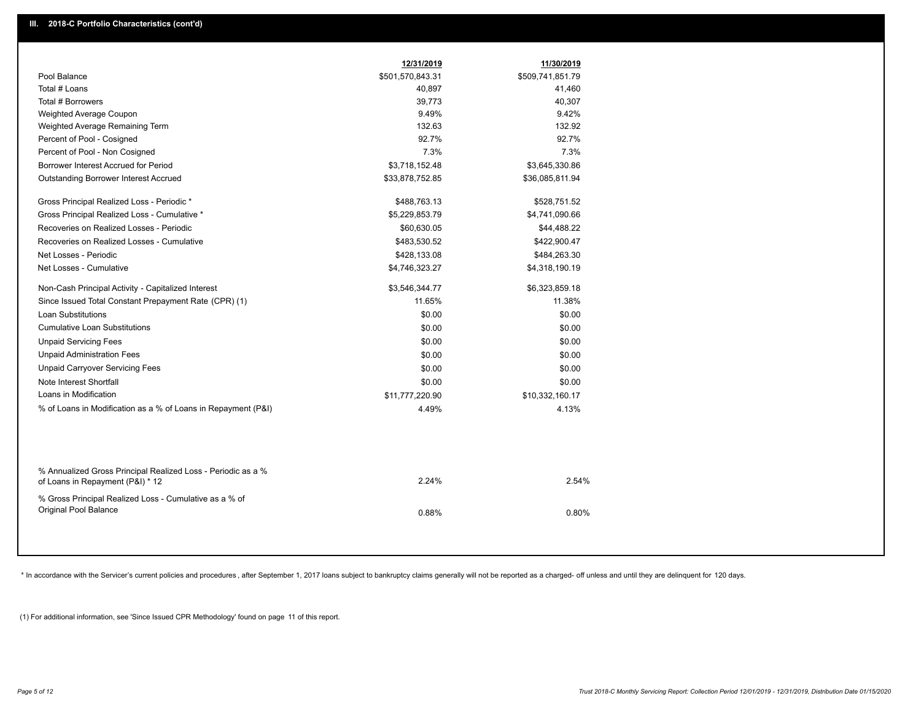## III. 2018-C Portfolio Characteristics (cont'd)

| | 12/31/2019 | 11/30/2019 |
|---|---|---|
| Pool Balance | $501,570,843.31 | $509,741,851.79 |
| Total # Loans | 40,897 | 41,460 |
| Total # Borrowers | 39,773 | 40,307 |
| Weighted Average Coupon | 9.49% | 9.42% |
| Weighted Average Remaining Term | 132.63 | 132.92 |
| Percent of Pool - Cosigned | 92.7% | 92.7% |
| Percent of Pool - Non Cosigned | 7.3% | 7.3% |
| Borrower Interest Accrued for Period | $3,718,152.48 | $3,645,330.86 |
| Outstanding Borrower Interest Accrued | $33,878,752.85 | $36,085,811.94 |
| Gross Principal Realized Loss - Periodic * | $488,763.13 | $528,751.52 |
| Gross Principal Realized Loss - Cumulative * | $5,229,853.79 | $4,741,090.66 |
| Recoveries on Realized Losses - Periodic | $60,630.05 | $44,488.22 |
| Recoveries on Realized Losses - Cumulative | $483,530.52 | $422,900.47 |
| Net Losses - Periodic | $428,133.08 | $484,263.30 |
| Net Losses - Cumulative | $4,746,323.27 | $4,318,190.19 |
| Non-Cash Principal Activity - Capitalized Interest | $3,546,344.77 | $6,323,859.18 |
| Since Issued Total Constant Prepayment Rate (CPR) (1) | 11.65% | 11.38% |
| Loan Substitutions | $0.00 | $0.00 |
| Cumulative Loan Substitutions | $0.00 | $0.00 |
| Unpaid Servicing Fees | $0.00 | $0.00 |
| Unpaid Administration Fees | $0.00 | $0.00 |
| Unpaid Carryover Servicing Fees | $0.00 | $0.00 |
| Note Interest Shortfall | $0.00 | $0.00 |
| Loans in Modification | $11,777,220.90 | $10,332,160.17 |
| % of Loans in Modification as a % of Loans in Repayment (P&I) | 4.49% | 4.13% |
| % Annualized Gross Principal Realized Loss - Periodic as a % of Loans in Repayment (P&I) * 12 | 2.24% | 2.54% |
| % Gross Principal Realized Loss - Cumulative as a % of Original Pool Balance | 0.88% | 0.80% |

* In accordance with the Servicer's current policies and procedures, after September 1, 2017 loans subject to bankruptcy claims generally will not be reported as a charged- off unless and until they are delinquent for 120 days.

(1) For additional information, see 'Since Issued CPR Methodology' found on page 11 of this report.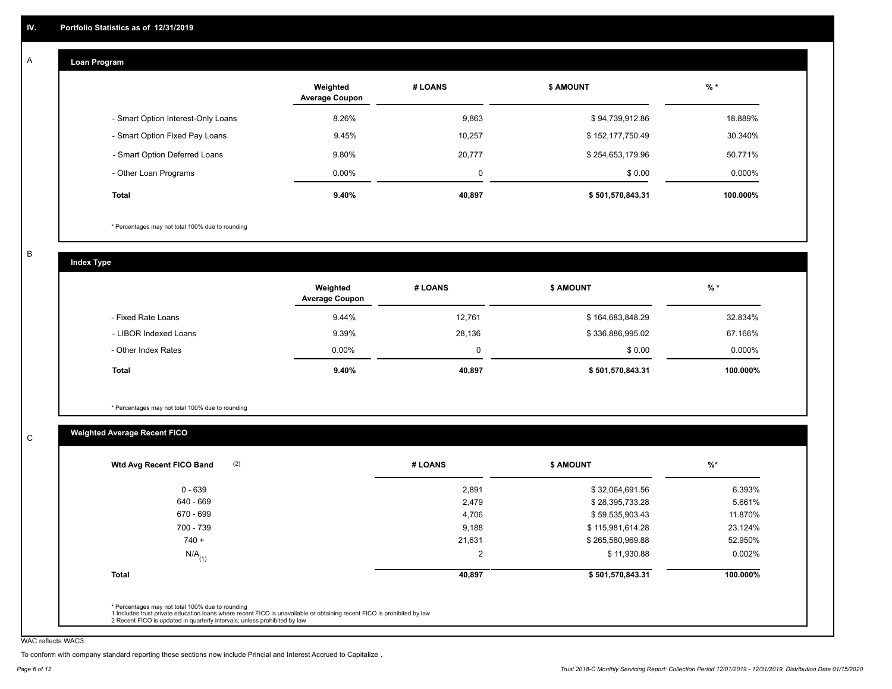## IV. Portfolio Statistics as of 12/31/2019

### A

#### Loan Program

| | Weighted Average Coupon | # LOANS | $ AMOUNT | % * |
|---|---|---|---|---|
| - Smart Option Interest-Only Loans | 8.26% | 9,863 | $ 94,739,912.86 | 18.889% |
| - Smart Option Fixed Pay Loans | 9.45% | 10,257 | $ 152,177,750.49 | 30.340% |
| - Smart Option Deferred Loans | 9.80% | 20,777 | $ 254,653,179.96 | 50.771% |
| - Other Loan Programs | 0.00% | 0 | $ 0.00 | 0.000% |
| **Total** | **9.40%** | **40,897** | **$ 501,570,843.31** | **100.000%** |

* Percentages may not total 100% due to rounding

### B

#### Index Type

| | Weighted Average Coupon | # LOANS | $ AMOUNT | % * |
|---|---|---|---|---|
| - Fixed Rate Loans | 9.44% | 12,761 | $ 164,683,848.29 | 32.834% |
| - LIBOR Indexed Loans | 9.39% | 28,136 | $ 336,886,995.02 | 67.166% |
| - Other Index Rates | 0.00% | 0 | $ 0.00 | 0.000% |
| **Total** | **9.40%** | **40,897** | **$ 501,570,843.31** | **100.000%** |

* Percentages may not total 100% due to rounding

### C

#### Weighted Average Recent FICO

| Wtd Avg Recent FICO Band (2) | # LOANS | $ AMOUNT | %* |
|---|---|---|---|
| 0 - 639 | 2,891 | $ 32,064,691.56 | 6.393% |
| 640 - 669 | 2,479 | $ 28,395,733.28 | 5.661% |
| 670 - 699 | 4,706 | $ 59,535,903.43 | 11.870% |
| 700 - 739 | 9,188 | $ 115,981,614.28 | 23.124% |
| 740 + | 21,631 | $ 265,580,969.88 | 52.950% |
| N/A (1) | 2 | $ 11,930.88 | 0.002% |
| **Total** | **40,897** | **$ 501,570,843.31** | **100.000%** |

* Percentages may not total 100% due to rounding
1 Includes trust private education loans where recent FICO is unavailable or obtaining recent FICO is prohibited by law
2 Recent FICO is updated in quarterly intervals; unless prohibited by law

WAC reflects WAC3

To conform with company standard reporting these sections now include Princial and Interest Accrued to Capitalize .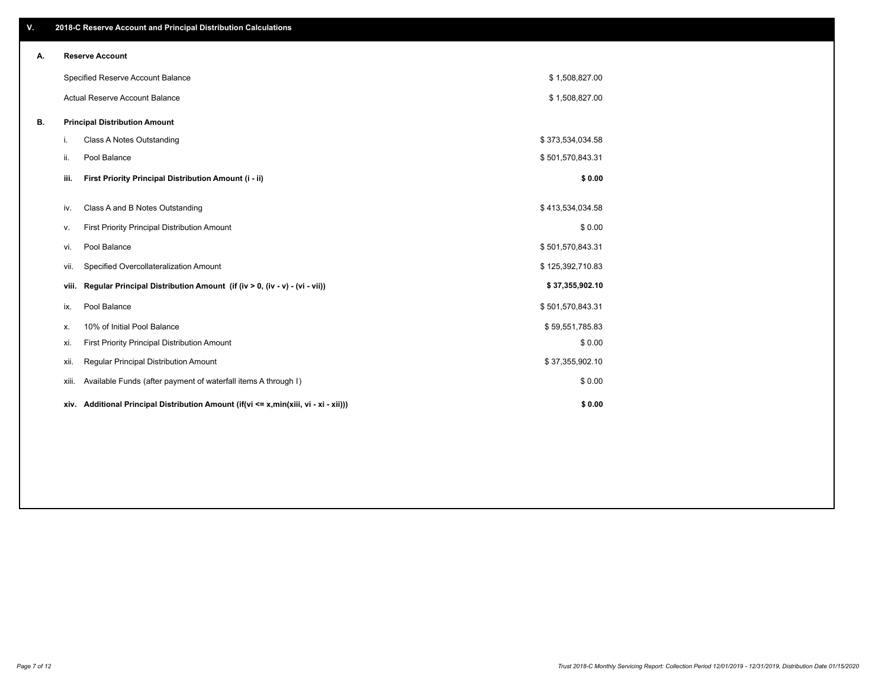## V. 2018-C Reserve Account and Principal Distribution Calculations

### A. Reserve Account

| | |
|---|---|
| Specified Reserve Account Balance | $ 1,508,827.00 |
| Actual Reserve Account Balance | $ 1,508,827.00 |

### B. Principal Distribution Amount

| | | |
|---|---|---|
| i. | Class A Notes Outstanding | $ 373,534,034.58 |
| ii. | Pool Balance | $ 501,570,843.31 |
| **iii.** | **First Priority Principal Distribution Amount (i - ii)** | **$ 0.00** |
| iv. | Class A and B Notes Outstanding | $ 413,534,034.58 |
| v. | First Priority Principal Distribution Amount | $ 0.00 |
| vi. | Pool Balance | $ 501,570,843.31 |
| vii. | Specified Overcollateralization Amount | $ 125,392,710.83 |
| **viii.** | **Regular Principal Distribution Amount (if (iv > 0, (iv - v) - (vi - vii))** | **$ 37,355,902.10** |
| ix. | Pool Balance | $ 501,570,843.31 |
| x. | 10% of Initial Pool Balance | $ 59,551,785.83 |
| xi. | First Priority Principal Distribution Amount | $ 0.00 |
| xii. | Regular Principal Distribution Amount | $ 37,355,902.10 |
| xiii. | Available Funds (after payment of waterfall items A through I) | $ 0.00 |
| **xiv.** | **Additional Principal Distribution Amount (if(vi <= x,min(xiii, vi - xi - xii)))** | **$ 0.00** |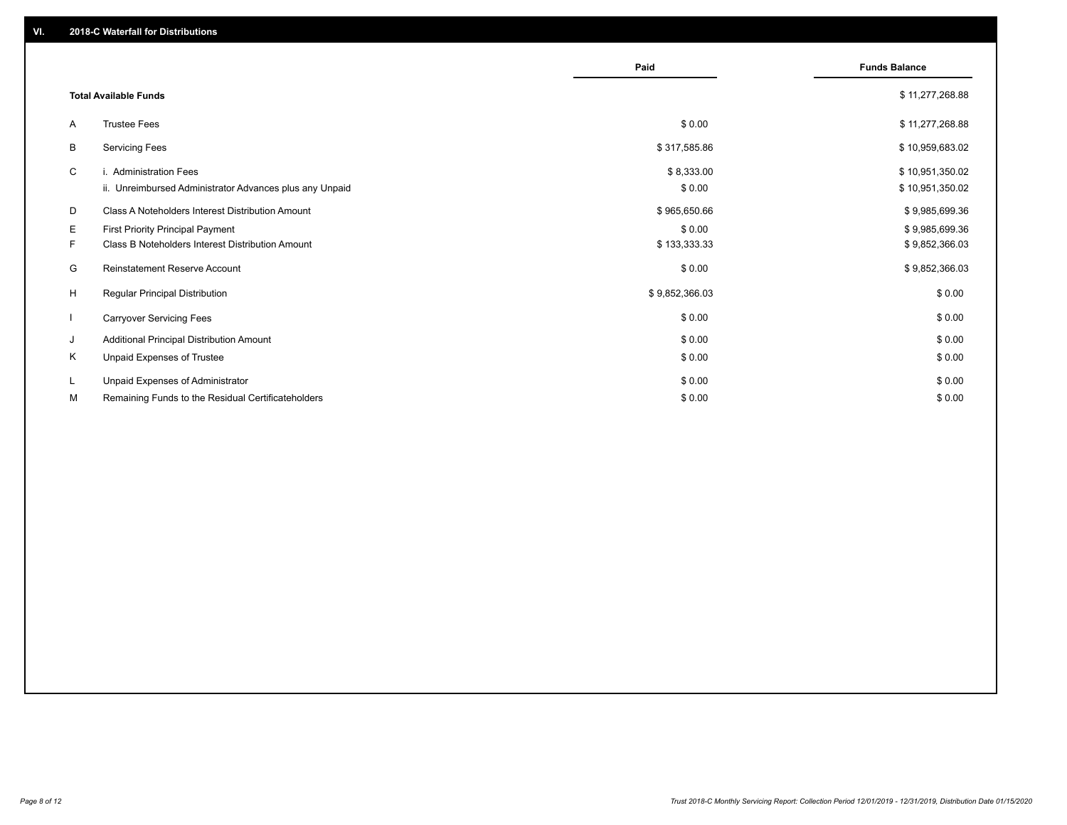## VI. 2018-C Waterfall for Distributions

| | | Paid | Funds Balance |
|---|---|---|---|
| | **Total Available Funds** | | $ 11,277,268.88 |
| A | Trustee Fees | $ 0.00 | $ 11,277,268.88 |
| B | Servicing Fees | $ 317,585.86 | $ 10,959,683.02 |
| C | i. Administration Fees | $ 8,333.00 | $ 10,951,350.02 |
| | ii. Unreimbursed Administrator Advances plus any Unpaid | $ 0.00 | $ 10,951,350.02 |
| D | Class A Noteholders Interest Distribution Amount | $ 965,650.66 | $ 9,985,699.36 |
| E | First Priority Principal Payment | $ 0.00 | $ 9,985,699.36 |
| F | Class B Noteholders Interest Distribution Amount | $ 133,333.33 | $ 9,852,366.03 |
| G | Reinstatement Reserve Account | $ 0.00 | $ 9,852,366.03 |
| H | Regular Principal Distribution | $ 9,852,366.03 | $ 0.00 |
| I | Carryover Servicing Fees | $ 0.00 | $ 0.00 |
| J | Additional Principal Distribution Amount | $ 0.00 | $ 0.00 |
| K | Unpaid Expenses of Trustee | $ 0.00 | $ 0.00 |
| L | Unpaid Expenses of Administrator | $ 0.00 | $ 0.00 |
| M | Remaining Funds to the Residual Certificateholders | $ 0.00 | $ 0.00 |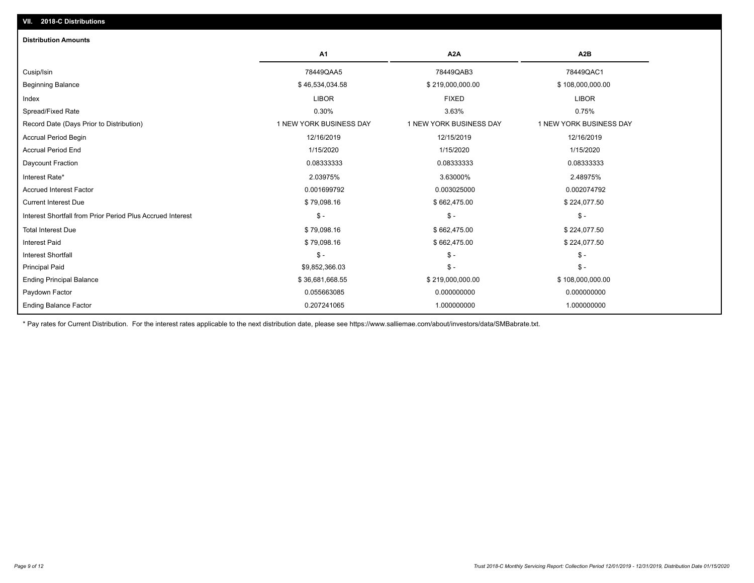## VII. 2018-C Distributions

### Distribution Amounts

| | A1 | A2A | A2B |
|---|---|---|---|
| Cusip/Isin | 78449QAA5 | 78449QAB3 | 78449QAC1 |
| Beginning Balance | $ 46,534,034.58 | $ 219,000,000.00 | $ 108,000,000.00 |
| Index | LIBOR | FIXED | LIBOR |
| Spread/Fixed Rate | 0.30% | 3.63% | 0.75% |
| Record Date (Days Prior to Distribution) | 1 NEW YORK BUSINESS DAY | 1 NEW YORK BUSINESS DAY | 1 NEW YORK BUSINESS DAY |
| Accrual Period Begin | 12/16/2019 | 12/15/2019 | 12/16/2019 |
| Accrual Period End | 1/15/2020 | 1/15/2020 | 1/15/2020 |
| Daycount Fraction | 0.08333333 | 0.08333333 | 0.08333333 |
| Interest Rate* | 2.03975% | 3.63000% | 2.48975% |
| Accrued Interest Factor | 0.001699792 | 0.003025000 | 0.002074792 |
| Current Interest Due | $ 79,098.16 | $ 662,475.00 | $ 224,077.50 |
| Interest Shortfall from Prior Period Plus Accrued Interest | $ - | $ - | $ - |
| Total Interest Due | $ 79,098.16 | $ 662,475.00 | $ 224,077.50 |
| Interest Paid | $ 79,098.16 | $ 662,475.00 | $ 224,077.50 |
| Interest Shortfall | $ - | $ - | $ - |
| Principal Paid | $9,852,366.03 | $ - | $ - |
| Ending Principal Balance | $ 36,681,668.55 | $ 219,000,000.00 | $ 108,000,000.00 |
| Paydown Factor | 0.055663085 | 0.000000000 | 0.000000000 |
| Ending Balance Factor | 0.207241065 | 1.000000000 | 1.000000000 |

* Pay rates for Current Distribution. For the interest rates applicable to the next distribution date, please see https://www.salliemae.com/about/investors/data/SMBabrate.txt.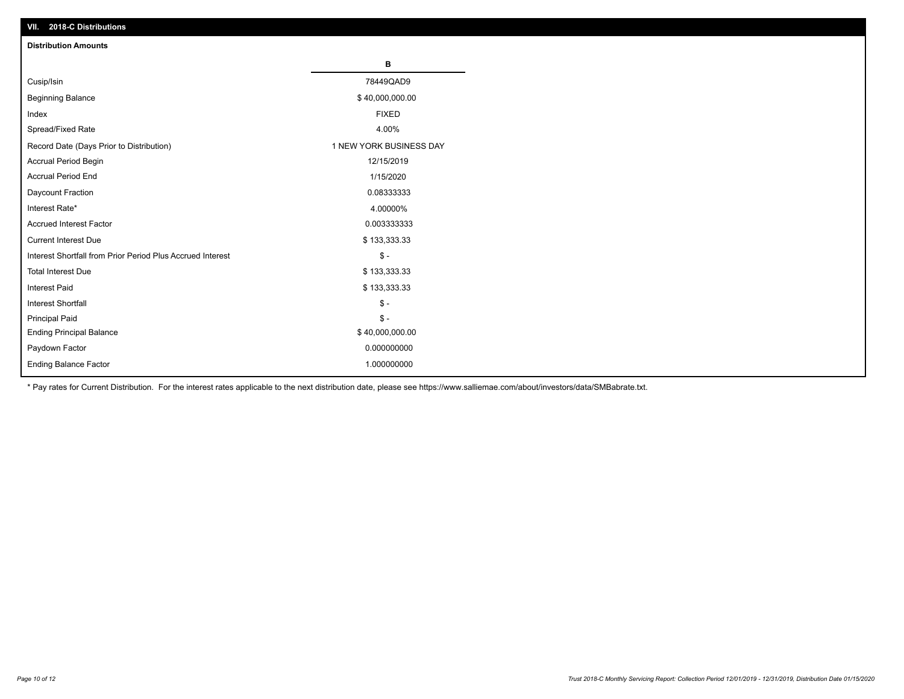## VII. 2018-C Distributions

### Distribution Amounts

| | B |
|---|---|
| Cusip/Isin | 78449QAD9 |
| Beginning Balance | $ 40,000,000.00 |
| Index | FIXED |
| Spread/Fixed Rate | 4.00% |
| Record Date (Days Prior to Distribution) | 1 NEW YORK BUSINESS DAY |
| Accrual Period Begin | 12/15/2019 |
| Accrual Period End | 1/15/2020 |
| Daycount Fraction | 0.08333333 |
| Interest Rate* | 4.00000% |
| Accrued Interest Factor | 0.003333333 |
| Current Interest Due | $ 133,333.33 |
| Interest Shortfall from Prior Period Plus Accrued Interest | $ - |
| Total Interest Due | $ 133,333.33 |
| Interest Paid | $ 133,333.33 |
| Interest Shortfall | $ - |
| Principal Paid | $ - |
| Ending Principal Balance | $ 40,000,000.00 |
| Paydown Factor | 0.000000000 |
| Ending Balance Factor | 1.000000000 |

* Pay rates for Current Distribution. For the interest rates applicable to the next distribution date, please see https://www.salliemae.com/about/investors/data/SMBabrate.txt.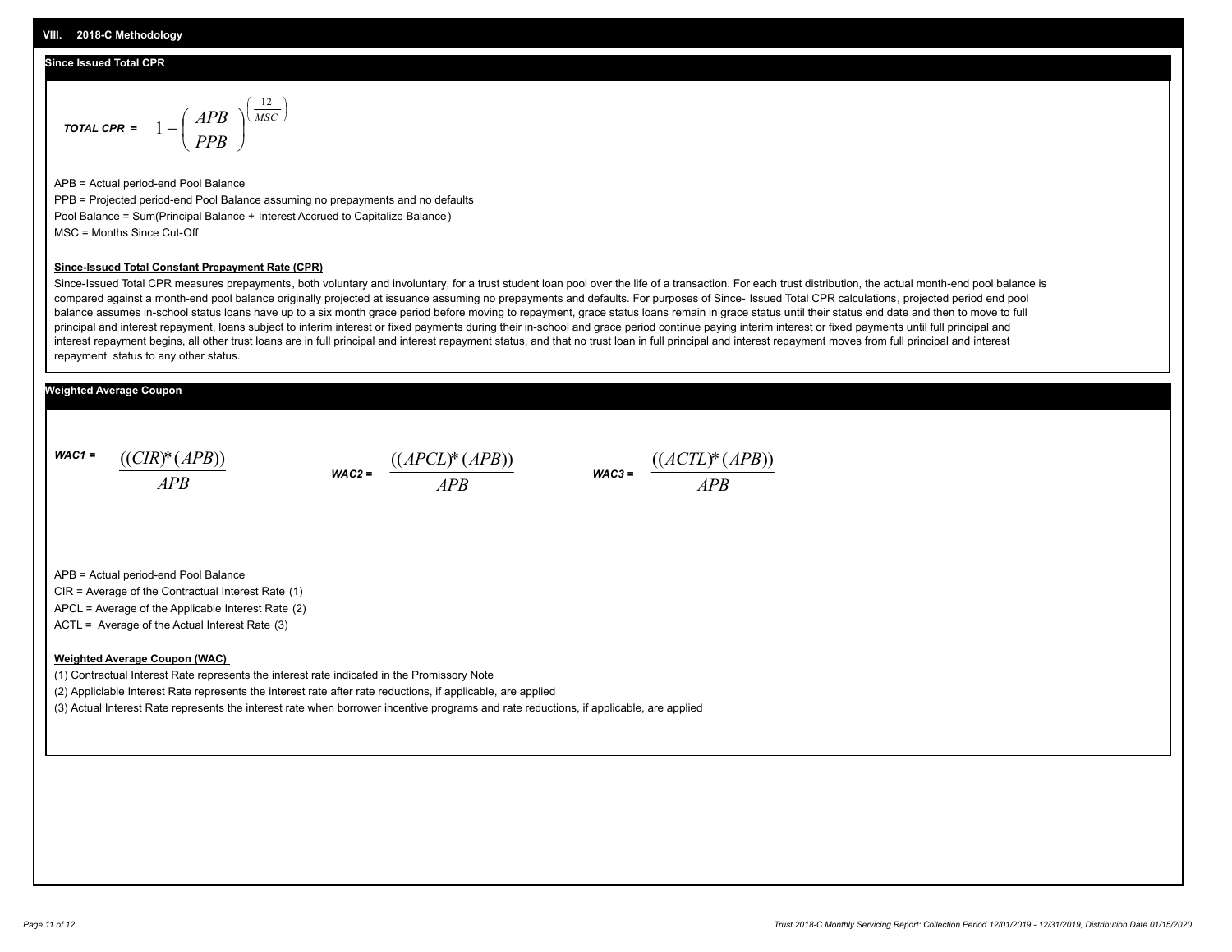## VIII. 2018-C Methodology

### Since Issued Total CPR

$$\textit{TOTAL CPR} = 1 - \left( \frac{APB}{PPB} \right)^{\left( \frac{12}{MSC} \right)}$$

APB = Actual period-end Pool Balance

PPB = Projected period-end Pool Balance assuming no prepayments and no defaults

Pool Balance = Sum(Principal Balance + Interest Accrued to Capitalize Balance)

MSC = Months Since Cut-Off

**Since-Issued Total Constant Prepayment Rate (CPR)**

Since-Issued Total CPR measures prepayments, both voluntary and involuntary, for a trust student loan pool over the life of a transaction. For each trust distribution, the actual month-end pool balance is compared against a month-end pool balance originally projected at issuance assuming no prepayments and defaults. For purposes of Since- Issued Total CPR calculations, projected period end pool balance assumes in-school status loans have up to a six month grace period before moving to repayment, grace status loans remain in grace status until their status end date and then to move to full principal and interest repayment, loans subject to interim interest or fixed payments during their in-school and grace period continue paying interim interest or fixed payments until full principal and interest repayment begins, all other trust loans are in full principal and interest repayment status, and that no trust loan in full principal and interest repayment moves from full principal and interest repayment status to any other status.

### Weighted Average Coupon

$$\textit{WAC1} = \frac{((CIR)^{*}(APB))}{APB} \qquad \textit{WAC2} = \frac{((APCL)^{*}(APB))}{APB} \qquad \textit{WAC3} = \frac{((ACTL)^{*}(APB))}{APB}$$

APB = Actual period-end Pool Balance

CIR = Average of the Contractual Interest Rate (1)

APCL = Average of the Applicable Interest Rate (2)

ACTL = Average of the Actual Interest Rate (3)

**Weighted Average Coupon (WAC)**

(1) Contractual Interest Rate represents the interest rate indicated in the Promissory Note

(2) Appliclable Interest Rate represents the interest rate after rate reductions, if applicable, are applied

(3) Actual Interest Rate represents the interest rate when borrower incentive programs and rate reductions, if applicable, are applied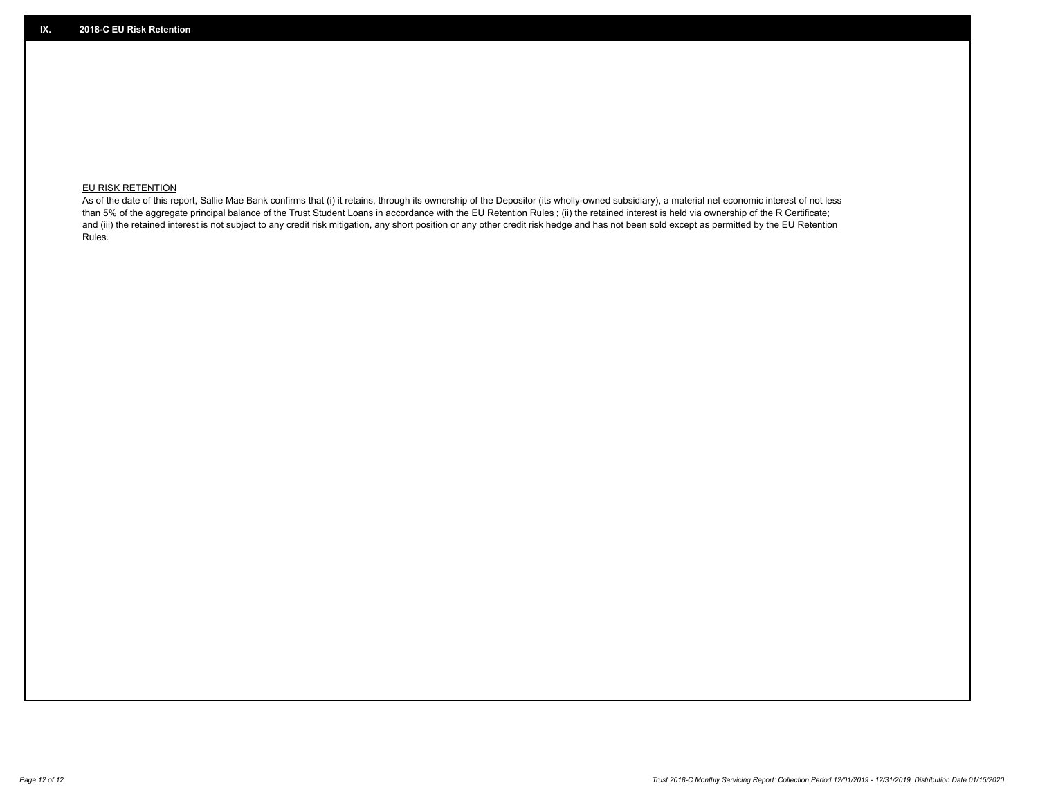# IX. 2018-C EU Risk Retention

EU RISK RETENTION

As of the date of this report, Sallie Mae Bank confirms that (i) it retains, through its ownership of the Depositor (its wholly-owned subsidiary), a material net economic interest of not less than 5% of the aggregate principal balance of the Trust Student Loans in accordance with the EU Retention Rules ; (ii) the retained interest is held via ownership of the R Certificate; and (iii) the retained interest is not subject to any credit risk mitigation, any short position or any other credit risk hedge and has not been sold except as permitted by the EU Retention Rules.